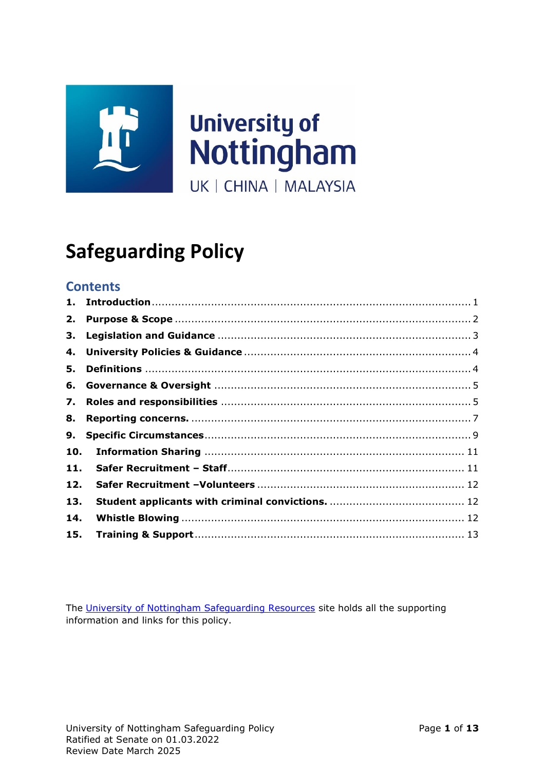University of Nottingham

UK | CHINA | MALAYSIA

# Safeguarding Policy

## Contents

1. **Introduction** ..... 1
2. **Purpose & Scope** ..... 2
3. **Legislation and Guidance** ..... 3
4. **University Policies & Guidance** ..... 4
5. **Definitions** ..... 4
6. **Governance & Oversight** ..... 5
7. **Roles and responsibilities** ..... 5
8. **Reporting concerns.** ..... 7
9. **Specific Circumstances** ..... 9
10. **Information Sharing** ..... 11
11. **Safer Recruitment – Staff** ..... 11
12. **Safer Recruitment –Volunteers** ..... 12
13. **Student applicants with criminal convictions.** ..... 12
14. **Whistle Blowing** ..... 12
15. **Training & Support** ..... 13

The University of Nottingham Safeguarding Resources site holds all the supporting information and links for this policy.

University of Nottingham Safeguarding Policy
Ratified at Senate on 01.03.2022
Review Date March 2025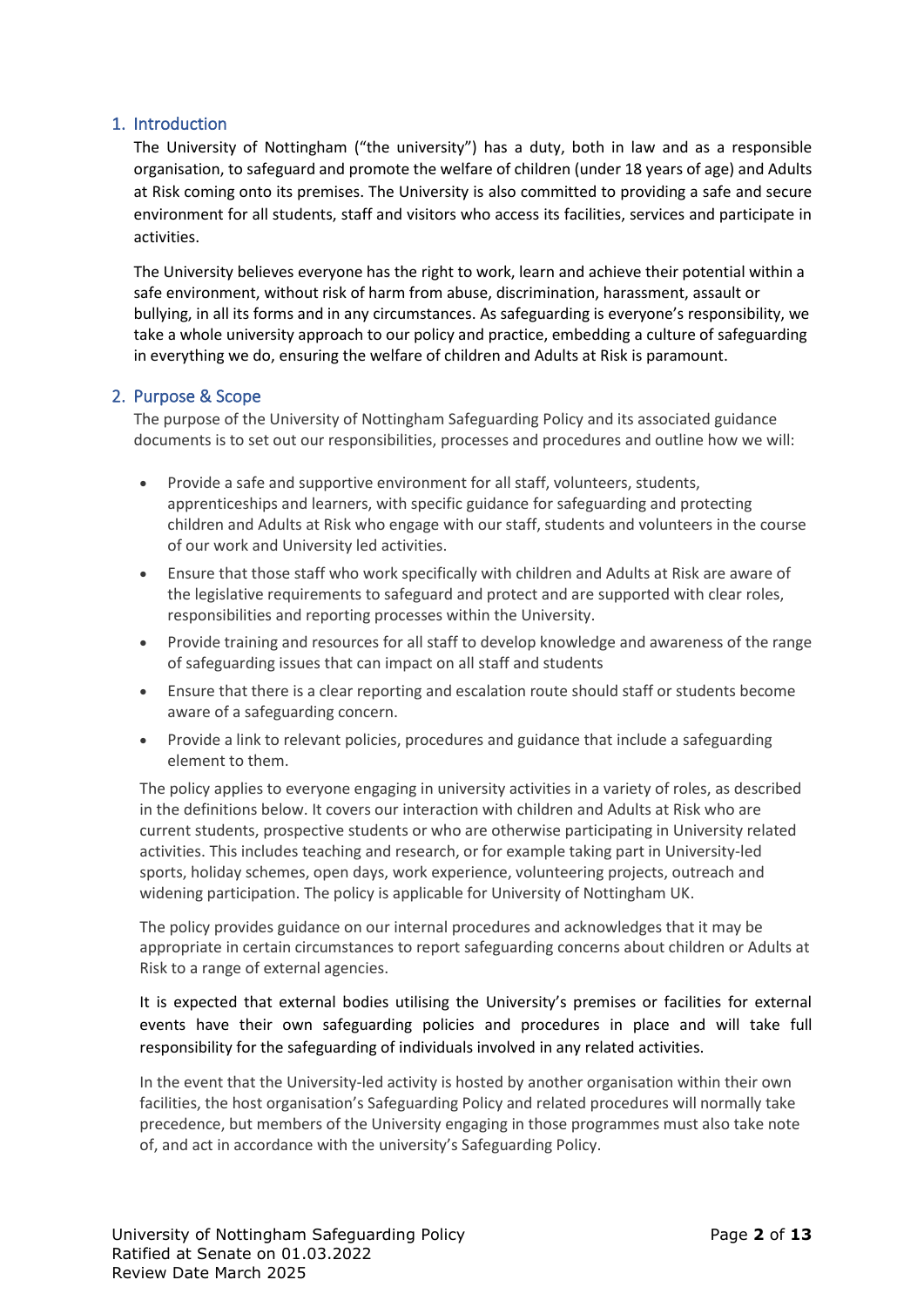## 1. Introduction

The University of Nottingham ("the university") has a duty, both in law and as a responsible organisation, to safeguard and promote the welfare of children (under 18 years of age) and Adults at Risk coming onto its premises. The University is also committed to providing a safe and secure environment for all students, staff and visitors who access its facilities, services and participate in activities.

The University believes everyone has the right to work, learn and achieve their potential within a safe environment, without risk of harm from abuse, discrimination, harassment, assault or bullying, in all its forms and in any circumstances. As safeguarding is everyone's responsibility, we take a whole university approach to our policy and practice, embedding a culture of safeguarding in everything we do, ensuring the welfare of children and Adults at Risk is paramount.

## 2. Purpose & Scope

The purpose of the University of Nottingham Safeguarding Policy and its associated guidance documents is to set out our responsibilities, processes and procedures and outline how we will:

- Provide a safe and supportive environment for all staff, volunteers, students, apprenticeships and learners, with specific guidance for safeguarding and protecting children and Adults at Risk who engage with our staff, students and volunteers in the course of our work and University led activities.
- Ensure that those staff who work specifically with children and Adults at Risk are aware of the legislative requirements to safeguard and protect and are supported with clear roles, responsibilities and reporting processes within the University.
- Provide training and resources for all staff to develop knowledge and awareness of the range of safeguarding issues that can impact on all staff and students
- Ensure that there is a clear reporting and escalation route should staff or students become aware of a safeguarding concern.
- Provide a link to relevant policies, procedures and guidance that include a safeguarding element to them.

The policy applies to everyone engaging in university activities in a variety of roles, as described in the definitions below. It covers our interaction with children and Adults at Risk who are current students, prospective students or who are otherwise participating in University related activities. This includes teaching and research, or for example taking part in University-led sports, holiday schemes, open days, work experience, volunteering projects, outreach and widening participation. The policy is applicable for University of Nottingham UK.

The policy provides guidance on our internal procedures and acknowledges that it may be appropriate in certain circumstances to report safeguarding concerns about children or Adults at Risk to a range of external agencies.

It is expected that external bodies utilising the University's premises or facilities for external events have their own safeguarding policies and procedures in place and will take full responsibility for the safeguarding of individuals involved in any related activities.

In the event that the University-led activity is hosted by another organisation within their own facilities, the host organisation's Safeguarding Policy and related procedures will normally take precedence, but members of the University engaging in those programmes must also take note of, and act in accordance with the university's Safeguarding Policy.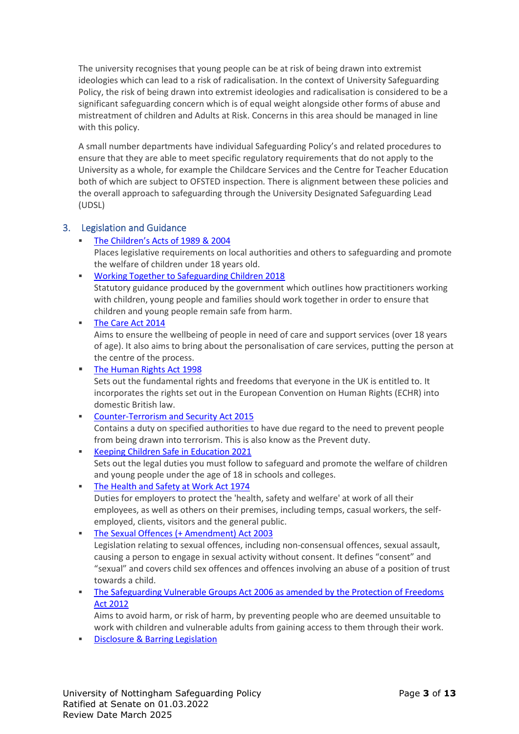The university recognises that young people can be at risk of being drawn into extremist ideologies which can lead to a risk of radicalisation. In the context of University Safeguarding Policy, the risk of being drawn into extremist ideologies and radicalisation is considered to be a significant safeguarding concern which is of equal weight alongside other forms of abuse and mistreatment of children and Adults at Risk. Concerns in this area should be managed in line with this policy.

A small number departments have individual Safeguarding Policy's and related procedures to ensure that they are able to meet specific regulatory requirements that do not apply to the University as a whole, for example the Childcare Services and the Centre for Teacher Education both of which are subject to OFSTED inspection. There is alignment between these policies and the overall approach to safeguarding through the University Designated Safeguarding Lead (UDSL)

## 3. Legislation and Guidance

- The Children's Acts of 1989 & 2004
  Places legislative requirements on local authorities and others to safeguarding and promote the welfare of children under 18 years old.
- Working Together to Safeguarding Children 2018
  Statutory guidance produced by the government which outlines how practitioners working with children, young people and families should work together in order to ensure that children and young people remain safe from harm.
- The Care Act 2014
  Aims to ensure the wellbeing of people in need of care and support services (over 18 years of age). It also aims to bring about the personalisation of care services, putting the person at the centre of the process.
- The Human Rights Act 1998
  Sets out the fundamental rights and freedoms that everyone in the UK is entitled to. It incorporates the rights set out in the European Convention on Human Rights (ECHR) into domestic British law.
- Counter-Terrorism and Security Act 2015
  Contains a duty on specified authorities to have due regard to the need to prevent people from being drawn into terrorism. This is also know as the Prevent duty.
- Keeping Children Safe in Education 2021
  Sets out the legal duties you must follow to safeguard and promote the welfare of children and young people under the age of 18 in schools and colleges.
- The Health and Safety at Work Act 1974
  Duties for employers to protect the 'health, safety and welfare' at work of all their employees, as well as others on their premises, including temps, casual workers, the self-employed, clients, visitors and the general public.
- The Sexual Offences (+ Amendment) Act 2003
  Legislation relating to sexual offences, including non-consensual offences, sexual assault, causing a person to engage in sexual activity without consent. It defines "consent" and "sexual" and covers child sex offences and offences involving an abuse of a position of trust towards a child.
- The Safeguarding Vulnerable Groups Act 2006 as amended by the Protection of Freedoms Act 2012
  Aims to avoid harm, or risk of harm, by preventing people who are deemed unsuitable to work with children and vulnerable adults from gaining access to them through their work.
- Disclosure & Barring Legislation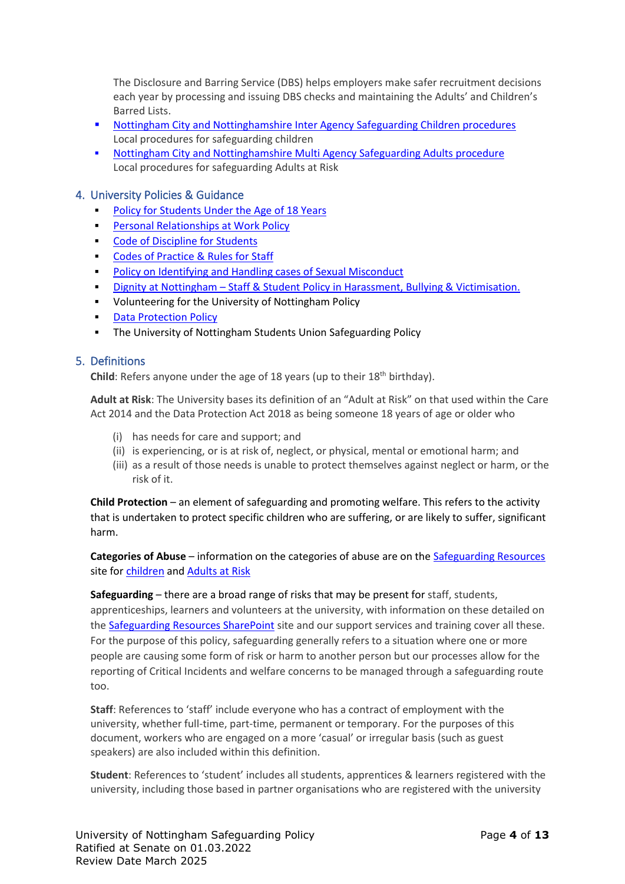The Disclosure and Barring Service (DBS) helps employers make safer recruitment decisions each year by processing and issuing DBS checks and maintaining the Adults' and Children's Barred Lists.

- Nottingham City and Nottinghamshire Inter Agency Safeguarding Children procedures
  Local procedures for safeguarding children
- Nottingham City and Nottinghamshire Multi Agency Safeguarding Adults procedure
  Local procedures for safeguarding Adults at Risk

## 4. University Policies & Guidance

- Policy for Students Under the Age of 18 Years
- Personal Relationships at Work Policy
- Code of Discipline for Students
- Codes of Practice & Rules for Staff
- Policy on Identifying and Handling cases of Sexual Misconduct
- Dignity at Nottingham – Staff & Student Policy in Harassment, Bullying & Victimisation.
- Volunteering for the University of Nottingham Policy
- Data Protection Policy
- The University of Nottingham Students Union Safeguarding Policy

## 5. Definitions

**Child**: Refers anyone under the age of 18 years (up to their 18th birthday).

**Adult at Risk**: The University bases its definition of an "Adult at Risk" on that used within the Care Act 2014 and the Data Protection Act 2018 as being someone 18 years of age or older who

(i) has needs for care and support; and
(ii) is experiencing, or is at risk of, neglect, or physical, mental or emotional harm; and
(iii) as a result of those needs is unable to protect themselves against neglect or harm, or the risk of it.

**Child Protection** – an element of safeguarding and promoting welfare. This refers to the activity that is undertaken to protect specific children who are suffering, or are likely to suffer, significant harm.

**Categories of Abuse** – information on the categories of abuse are on the Safeguarding Resources site for children and Adults at Risk

**Safeguarding** – there are a broad range of risks that may be present for staff, students, apprenticeships, learners and volunteers at the university, with information on these detailed on the Safeguarding Resources SharePoint site and our support services and training cover all these. For the purpose of this policy, safeguarding generally refers to a situation where one or more people are causing some form of risk or harm to another person but our processes allow for the reporting of Critical Incidents and welfare concerns to be managed through a safeguarding route too.

**Staff**: References to 'staff' include everyone who has a contract of employment with the university, whether full-time, part-time, permanent or temporary. For the purposes of this document, workers who are engaged on a more 'casual' or irregular basis (such as guest speakers) are also included within this definition.

**Student**: References to 'student' includes all students, apprentices & learners registered with the university, including those based in partner organisations who are registered with the university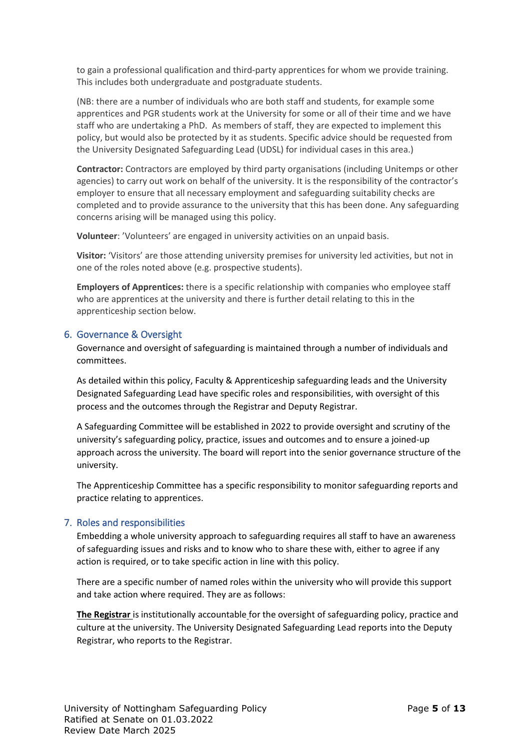to gain a professional qualification and third-party apprentices for whom we provide training. This includes both undergraduate and postgraduate students.

(NB: there are a number of individuals who are both staff and students, for example some apprentices and PGR students work at the University for some or all of their time and we have staff who are undertaking a PhD. As members of staff, they are expected to implement this policy, but would also be protected by it as students. Specific advice should be requested from the University Designated Safeguarding Lead (UDSL) for individual cases in this area.)

**Contractor:** Contractors are employed by third party organisations (including Unitemps or other agencies) to carry out work on behalf of the university. It is the responsibility of the contractor's employer to ensure that all necessary employment and safeguarding suitability checks are completed and to provide assurance to the university that this has been done. Any safeguarding concerns arising will be managed using this policy.

**Volunteer**: 'Volunteers' are engaged in university activities on an unpaid basis.

**Visitor:** 'Visitors' are those attending university premises for university led activities, but not in one of the roles noted above (e.g. prospective students).

**Employers of Apprentices:** there is a specific relationship with companies who employee staff who are apprentices at the university and there is further detail relating to this in the apprenticeship section below.

## 6. Governance & Oversight

Governance and oversight of safeguarding is maintained through a number of individuals and committees.

As detailed within this policy, Faculty & Apprenticeship safeguarding leads and the University Designated Safeguarding Lead have specific roles and responsibilities, with oversight of this process and the outcomes through the Registrar and Deputy Registrar.

A Safeguarding Committee will be established in 2022 to provide oversight and scrutiny of the university's safeguarding policy, practice, issues and outcomes and to ensure a joined-up approach across the university. The board will report into the senior governance structure of the university.

The Apprenticeship Committee has a specific responsibility to monitor safeguarding reports and practice relating to apprentices.

## 7. Roles and responsibilities

Embedding a whole university approach to safeguarding requires all staff to have an awareness of safeguarding issues and risks and to know who to share these with, either to agree if any action is required, or to take specific action in line with this policy.

There are a specific number of named roles within the university who will provide this support and take action where required. They are as follows:

**The Registrar** is institutionally accountable for the oversight of safeguarding policy, practice and culture at the university. The University Designated Safeguarding Lead reports into the Deputy Registrar, who reports to the Registrar.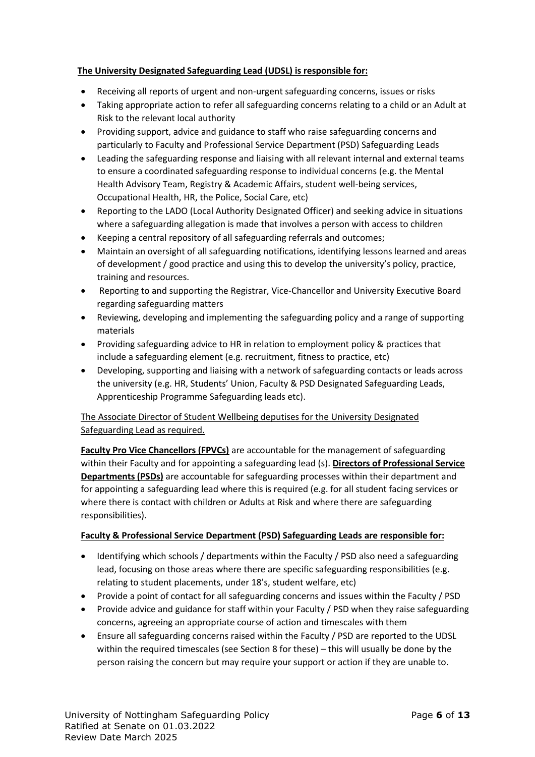**The University Designated Safeguarding Lead (UDSL) is responsible for:**

- Receiving all reports of urgent and non-urgent safeguarding concerns, issues or risks
- Taking appropriate action to refer all safeguarding concerns relating to a child or an Adult at Risk to the relevant local authority
- Providing support, advice and guidance to staff who raise safeguarding concerns and particularly to Faculty and Professional Service Department (PSD) Safeguarding Leads
- Leading the safeguarding response and liaising with all relevant internal and external teams to ensure a coordinated safeguarding response to individual concerns (e.g. the Mental Health Advisory Team, Registry & Academic Affairs, student well-being services, Occupational Health, HR, the Police, Social Care, etc)
- Reporting to the LADO (Local Authority Designated Officer) and seeking advice in situations where a safeguarding allegation is made that involves a person with access to children
- Keeping a central repository of all safeguarding referrals and outcomes;
- Maintain an oversight of all safeguarding notifications, identifying lessons learned and areas of development / good practice and using this to develop the university's policy, practice, training and resources.
- Reporting to and supporting the Registrar, Vice-Chancellor and University Executive Board regarding safeguarding matters
- Reviewing, developing and implementing the safeguarding policy and a range of supporting materials
- Providing safeguarding advice to HR in relation to employment policy & practices that include a safeguarding element (e.g. recruitment, fitness to practice, etc)
- Developing, supporting and liaising with a network of safeguarding contacts or leads across the university (e.g. HR, Students' Union, Faculty & PSD Designated Safeguarding Leads, Apprenticeship Programme Safeguarding leads etc).

The Associate Director of Student Wellbeing deputises for the University Designated Safeguarding Lead as required.

**Faculty Pro Vice Chancellors (FPVCs)** are accountable for the management of safeguarding within their Faculty and for appointing a safeguarding lead (s). **Directors of Professional Service Departments (PSDs)** are accountable for safeguarding processes within their department and for appointing a safeguarding lead where this is required (e.g. for all student facing services or where there is contact with children or Adults at Risk and where there are safeguarding responsibilities).

**Faculty & Professional Service Department (PSD) Safeguarding Leads are responsible for:**

- Identifying which schools / departments within the Faculty / PSD also need a safeguarding lead, focusing on those areas where there are specific safeguarding responsibilities (e.g. relating to student placements, under 18's, student welfare, etc)
- Provide a point of contact for all safeguarding concerns and issues within the Faculty / PSD
- Provide advice and guidance for staff within your Faculty / PSD when they raise safeguarding concerns, agreeing an appropriate course of action and timescales with them
- Ensure all safeguarding concerns raised within the Faculty / PSD are reported to the UDSL within the required timescales (see Section 8 for these) – this will usually be done by the person raising the concern but may require your support or action if they are unable to.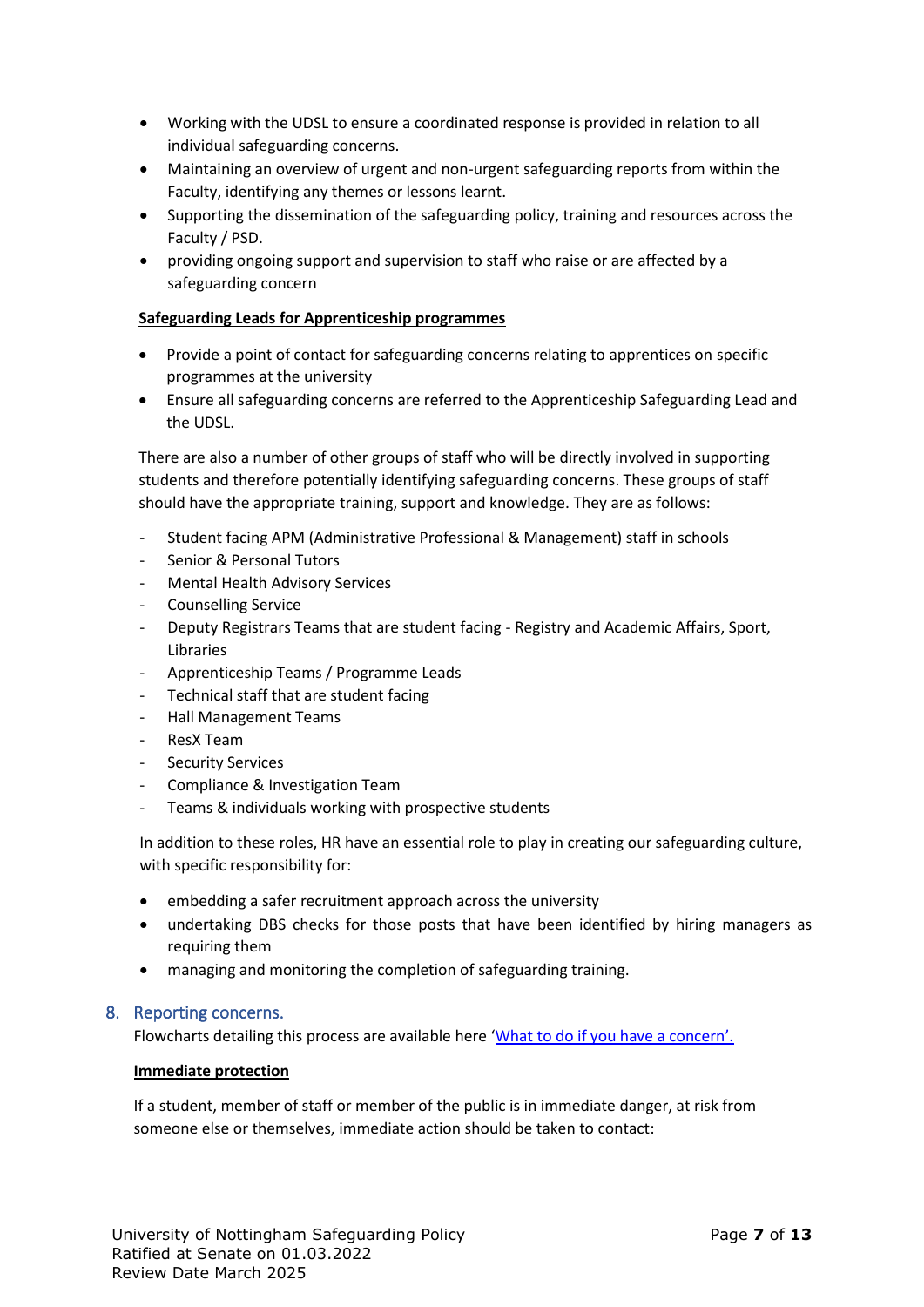- Working with the UDSL to ensure a coordinated response is provided in relation to all individual safeguarding concerns.
- Maintaining an overview of urgent and non-urgent safeguarding reports from within the Faculty, identifying any themes or lessons learnt.
- Supporting the dissemination of the safeguarding policy, training and resources across the Faculty / PSD.
- providing ongoing support and supervision to staff who raise or are affected by a safeguarding concern

**Safeguarding Leads for Apprenticeship programmes**

- Provide a point of contact for safeguarding concerns relating to apprentices on specific programmes at the university
- Ensure all safeguarding concerns are referred to the Apprenticeship Safeguarding Lead and the UDSL.

There are also a number of other groups of staff who will be directly involved in supporting students and therefore potentially identifying safeguarding concerns. These groups of staff should have the appropriate training, support and knowledge. They are as follows:

- Student facing APM (Administrative Professional & Management) staff in schools
- Senior & Personal Tutors
- Mental Health Advisory Services
- Counselling Service
- Deputy Registrars Teams that are student facing - Registry and Academic Affairs, Sport, Libraries
- Apprenticeship Teams / Programme Leads
- Technical staff that are student facing
- Hall Management Teams
- ResX Team
- Security Services
- Compliance & Investigation Team
- Teams & individuals working with prospective students

In addition to these roles, HR have an essential role to play in creating our safeguarding culture, with specific responsibility for:

- embedding a safer recruitment approach across the university
- undertaking DBS checks for those posts that have been identified by hiring managers as requiring them
- managing and monitoring the completion of safeguarding training.

## 8. Reporting concerns.

Flowcharts detailing this process are available here '[What to do if you have a concern'.]

**Immediate protection**

If a student, member of staff or member of the public is in immediate danger, at risk from someone else or themselves, immediate action should be taken to contact: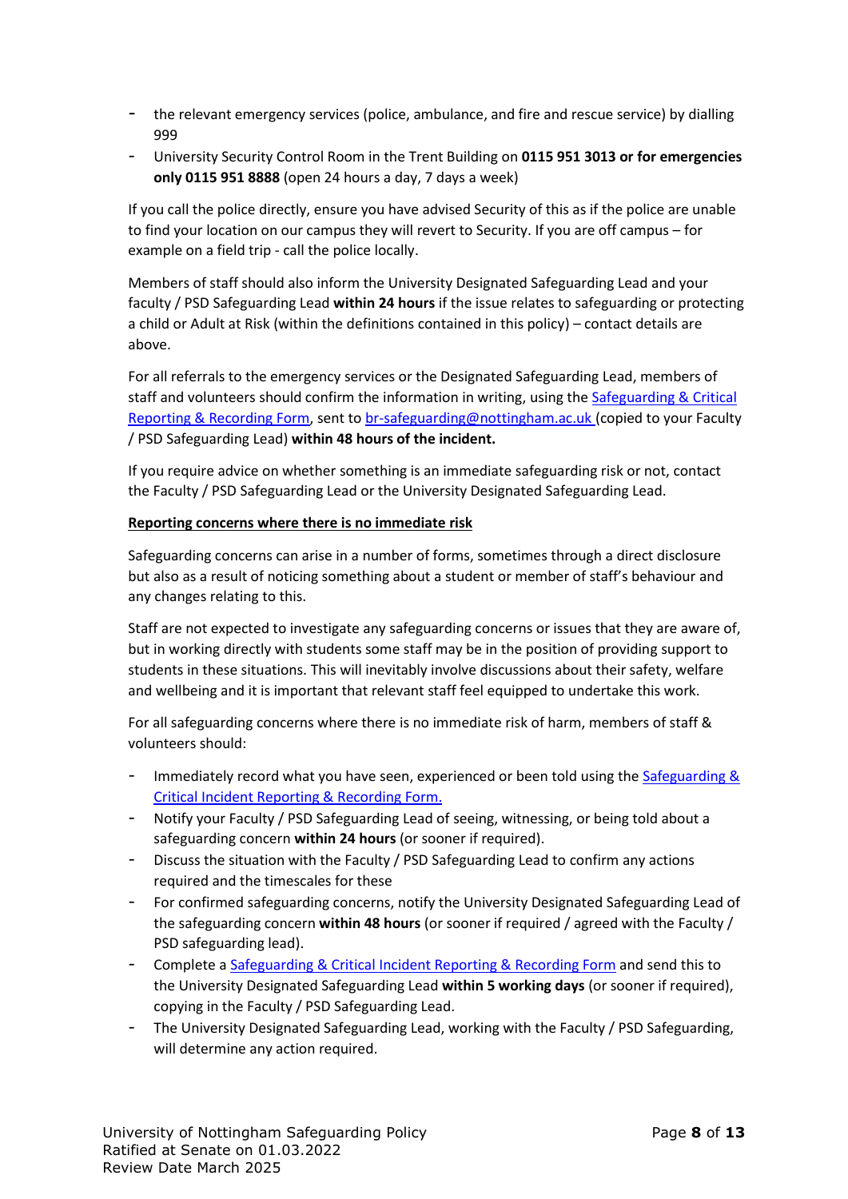- the relevant emergency services (police, ambulance, and fire and rescue service) by dialling 999
- University Security Control Room in the Trent Building on **0115 951 3013 or for emergencies only 0115 951 8888** (open 24 hours a day, 7 days a week)

If you call the police directly, ensure you have advised Security of this as if the police are unable to find your location on our campus they will revert to Security. If you are off campus – for example on a field trip - call the police locally.

Members of staff should also inform the University Designated Safeguarding Lead and your faculty / PSD Safeguarding Lead **within 24 hours** if the issue relates to safeguarding or protecting a child or Adult at Risk (within the definitions contained in this policy) – contact details are above.

For all referrals to the emergency services or the Designated Safeguarding Lead, members of staff and volunteers should confirm the information in writing, using the Safeguarding & Critical Reporting & Recording Form, sent to br-safeguarding@nottingham.ac.uk (copied to your Faculty / PSD Safeguarding Lead) **within 48 hours of the incident.**

If you require advice on whether something is an immediate safeguarding risk or not, contact the Faculty / PSD Safeguarding Lead or the University Designated Safeguarding Lead.

**Reporting concerns where there is no immediate risk**

Safeguarding concerns can arise in a number of forms, sometimes through a direct disclosure but also as a result of noticing something about a student or member of staff's behaviour and any changes relating to this.

Staff are not expected to investigate any safeguarding concerns or issues that they are aware of, but in working directly with students some staff may be in the position of providing support to students in these situations. This will inevitably involve discussions about their safety, welfare and wellbeing and it is important that relevant staff feel equipped to undertake this work.

For all safeguarding concerns where there is no immediate risk of harm, members of staff & volunteers should:

- Immediately record what you have seen, experienced or been told using the Safeguarding & Critical Incident Reporting & Recording Form.
- Notify your Faculty / PSD Safeguarding Lead of seeing, witnessing, or being told about a safeguarding concern **within 24 hours** (or sooner if required).
- Discuss the situation with the Faculty / PSD Safeguarding Lead to confirm any actions required and the timescales for these
- For confirmed safeguarding concerns, notify the University Designated Safeguarding Lead of the safeguarding concern **within 48 hours** (or sooner if required / agreed with the Faculty / PSD safeguarding lead).
- Complete a Safeguarding & Critical Incident Reporting & Recording Form and send this to the University Designated Safeguarding Lead **within 5 working days** (or sooner if required), copying in the Faculty / PSD Safeguarding Lead.
- The University Designated Safeguarding Lead, working with the Faculty / PSD Safeguarding, will determine any action required.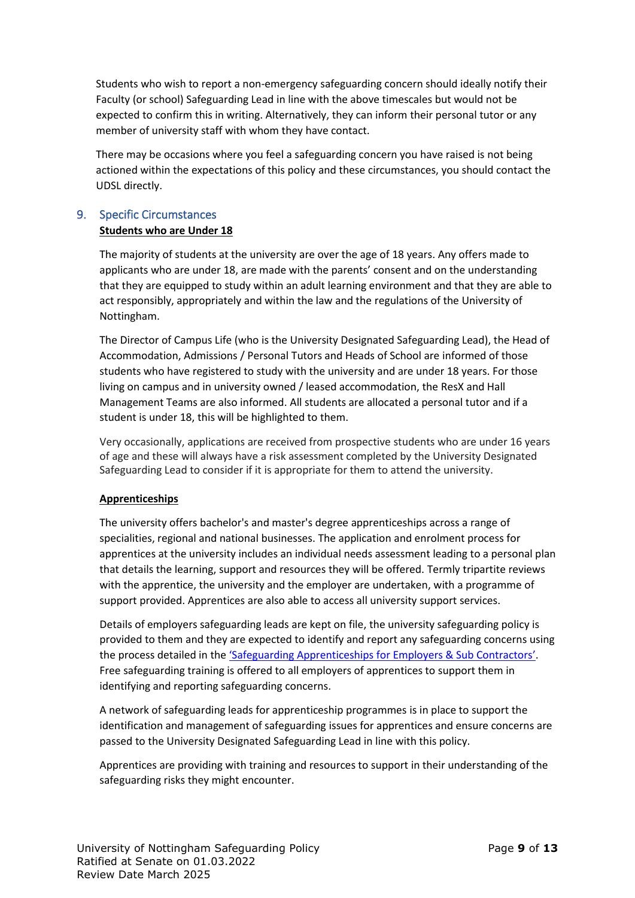Students who wish to report a non-emergency safeguarding concern should ideally notify their Faculty (or school) Safeguarding Lead in line with the above timescales but would not be expected to confirm this in writing. Alternatively, they can inform their personal tutor or any member of university staff with whom they have contact.

There may be occasions where you feel a safeguarding concern you have raised is not being actioned within the expectations of this policy and these circumstances, you should contact the UDSL directly.

## 9. Specific Circumstances

**Students who are Under 18**

The majority of students at the university are over the age of 18 years. Any offers made to applicants who are under 18, are made with the parents' consent and on the understanding that they are equipped to study within an adult learning environment and that they are able to act responsibly, appropriately and within the law and the regulations of the University of Nottingham.

The Director of Campus Life (who is the University Designated Safeguarding Lead), the Head of Accommodation, Admissions / Personal Tutors and Heads of School are informed of those students who have registered to study with the university and are under 18 years. For those living on campus and in university owned / leased accommodation, the ResX and Hall Management Teams are also informed. All students are allocated a personal tutor and if a student is under 18, this will be highlighted to them.

Very occasionally, applications are received from prospective students who are under 16 years of age and these will always have a risk assessment completed by the University Designated Safeguarding Lead to consider if it is appropriate for them to attend the university.

**Apprenticeships**

The university offers bachelor's and master's degree apprenticeships across a range of specialities, regional and national businesses. The application and enrolment process for apprentices at the university includes an individual needs assessment leading to a personal plan that details the learning, support and resources they will be offered. Termly tripartite reviews with the apprentice, the university and the employer are undertaken, with a programme of support provided. Apprentices are also able to access all university support services.

Details of employers safeguarding leads are kept on file, the university safeguarding policy is provided to them and they are expected to identify and report any safeguarding concerns using the process detailed in the 'Safeguarding Apprenticeships for Employers & Sub Contractors'. Free safeguarding training is offered to all employers of apprentices to support them in identifying and reporting safeguarding concerns.

A network of safeguarding leads for apprenticeship programmes is in place to support the identification and management of safeguarding issues for apprentices and ensure concerns are passed to the University Designated Safeguarding Lead in line with this policy.

Apprentices are providing with training and resources to support in their understanding of the safeguarding risks they might encounter.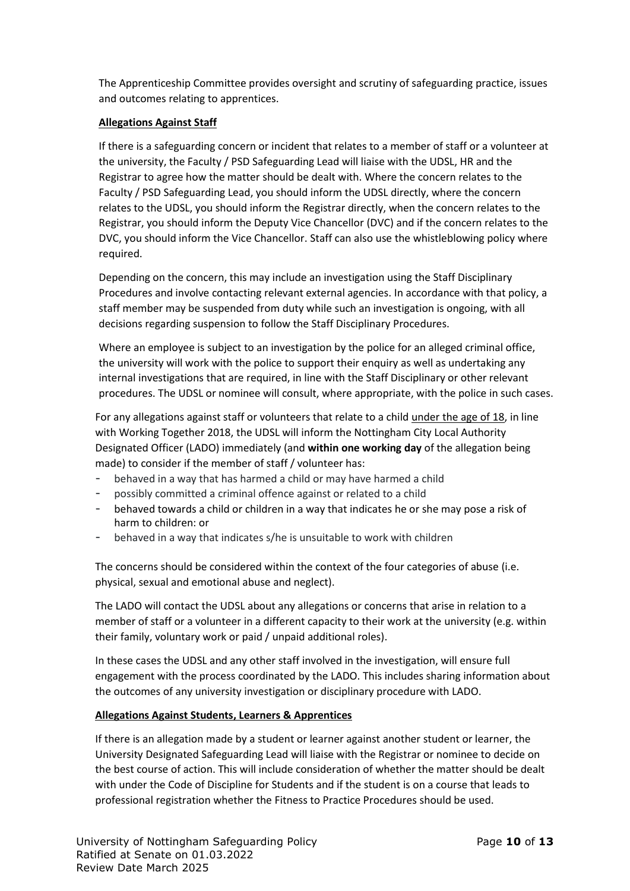The Apprenticeship Committee provides oversight and scrutiny of safeguarding practice, issues and outcomes relating to apprentices.

**Allegations Against Staff**

If there is a safeguarding concern or incident that relates to a member of staff or a volunteer at the university, the Faculty / PSD Safeguarding Lead will liaise with the UDSL, HR and the Registrar to agree how the matter should be dealt with. Where the concern relates to the Faculty / PSD Safeguarding Lead, you should inform the UDSL directly, where the concern relates to the UDSL, you should inform the Registrar directly, when the concern relates to the Registrar, you should inform the Deputy Vice Chancellor (DVC) and if the concern relates to the DVC, you should inform the Vice Chancellor. Staff can also use the whistleblowing policy where required.

Depending on the concern, this may include an investigation using the Staff Disciplinary Procedures and involve contacting relevant external agencies. In accordance with that policy, a staff member may be suspended from duty while such an investigation is ongoing, with all decisions regarding suspension to follow the Staff Disciplinary Procedures.

Where an employee is subject to an investigation by the police for an alleged criminal office, the university will work with the police to support their enquiry as well as undertaking any internal investigations that are required, in line with the Staff Disciplinary or other relevant procedures. The UDSL or nominee will consult, where appropriate, with the police in such cases.

For any allegations against staff or volunteers that relate to a child under the age of 18, in line with Working Together 2018, the UDSL will inform the Nottingham City Local Authority Designated Officer (LADO) immediately (and **within one working day** of the allegation being made) to consider if the member of staff / volunteer has:

- behaved in a way that has harmed a child or may have harmed a child
- possibly committed a criminal offence against or related to a child
- behaved towards a child or children in a way that indicates he or she may pose a risk of harm to children: or
- behaved in a way that indicates s/he is unsuitable to work with children

The concerns should be considered within the context of the four categories of abuse (i.e. physical, sexual and emotional abuse and neglect).

The LADO will contact the UDSL about any allegations or concerns that arise in relation to a member of staff or a volunteer in a different capacity to their work at the university (e.g. within their family, voluntary work or paid / unpaid additional roles).

In these cases the UDSL and any other staff involved in the investigation, will ensure full engagement with the process coordinated by the LADO. This includes sharing information about the outcomes of any university investigation or disciplinary procedure with LADO.

**Allegations Against Students, Learners & Apprentices**

If there is an allegation made by a student or learner against another student or learner, the University Designated Safeguarding Lead will liaise with the Registrar or nominee to decide on the best course of action. This will include consideration of whether the matter should be dealt with under the Code of Discipline for Students and if the student is on a course that leads to professional registration whether the Fitness to Practice Procedures should be used.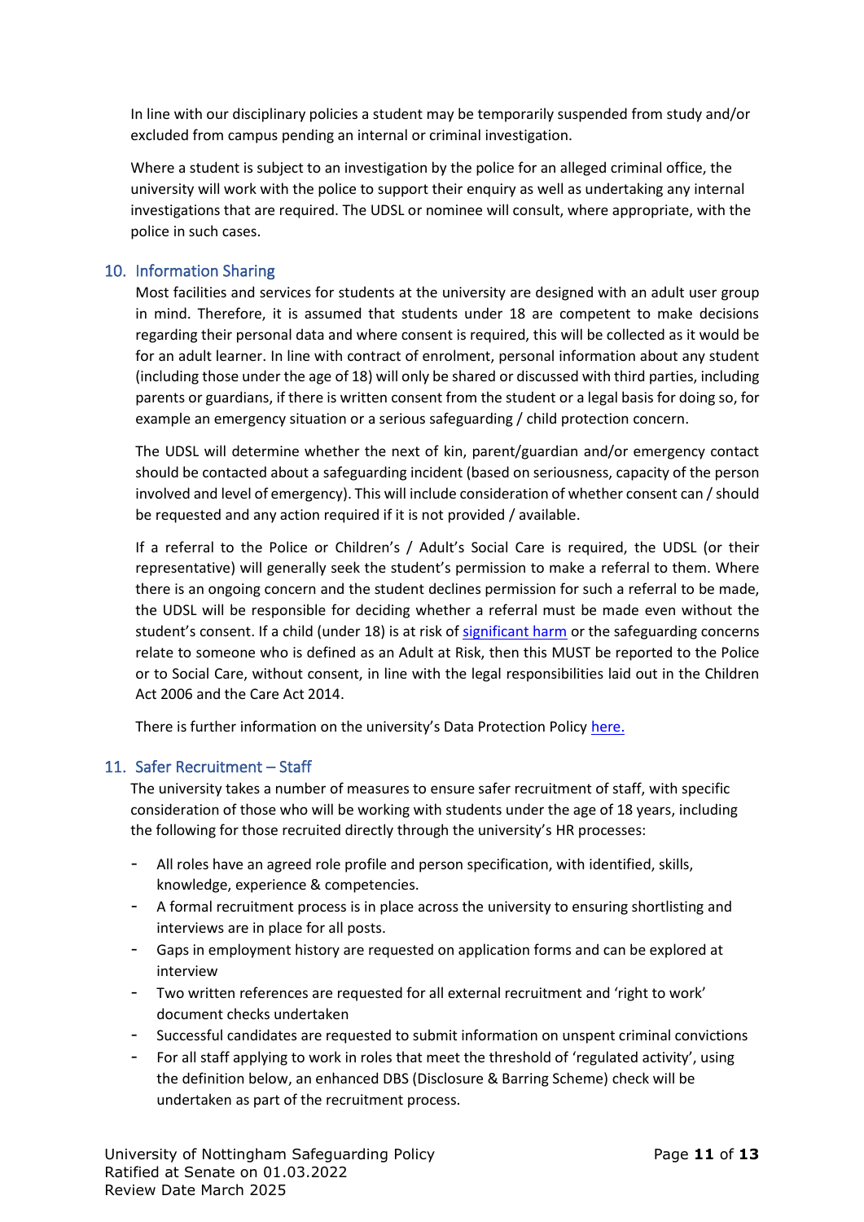In line with our disciplinary policies a student may be temporarily suspended from study and/or excluded from campus pending an internal or criminal investigation.

Where a student is subject to an investigation by the police for an alleged criminal office, the university will work with the police to support their enquiry as well as undertaking any internal investigations that are required. The UDSL or nominee will consult, where appropriate, with the police in such cases.

## 10. Information Sharing

Most facilities and services for students at the university are designed with an adult user group in mind. Therefore, it is assumed that students under 18 are competent to make decisions regarding their personal data and where consent is required, this will be collected as it would be for an adult learner. In line with contract of enrolment, personal information about any student (including those under the age of 18) will only be shared or discussed with third parties, including parents or guardians, if there is written consent from the student or a legal basis for doing so, for example an emergency situation or a serious safeguarding / child protection concern.

The UDSL will determine whether the next of kin, parent/guardian and/or emergency contact should be contacted about a safeguarding incident (based on seriousness, capacity of the person involved and level of emergency). This will include consideration of whether consent can / should be requested and any action required if it is not provided / available.

If a referral to the Police or Children's / Adult's Social Care is required, the UDSL (or their representative) will generally seek the student's permission to make a referral to them. Where there is an ongoing concern and the student declines permission for such a referral to be made, the UDSL will be responsible for deciding whether a referral must be made even without the student's consent. If a child (under 18) is at risk of significant harm or the safeguarding concerns relate to someone who is defined as an Adult at Risk, then this MUST be reported to the Police or to Social Care, without consent, in line with the legal responsibilities laid out in the Children Act 2006 and the Care Act 2014.

There is further information on the university's Data Protection Policy here.

## 11. Safer Recruitment – Staff

The university takes a number of measures to ensure safer recruitment of staff, with specific consideration of those who will be working with students under the age of 18 years, including the following for those recruited directly through the university's HR processes:

- All roles have an agreed role profile and person specification, with identified, skills, knowledge, experience & competencies.
- A formal recruitment process is in place across the university to ensuring shortlisting and interviews are in place for all posts.
- Gaps in employment history are requested on application forms and can be explored at interview
- Two written references are requested for all external recruitment and 'right to work' document checks undertaken
- Successful candidates are requested to submit information on unspent criminal convictions
- For all staff applying to work in roles that meet the threshold of 'regulated activity', using the definition below, an enhanced DBS (Disclosure & Barring Scheme) check will be undertaken as part of the recruitment process.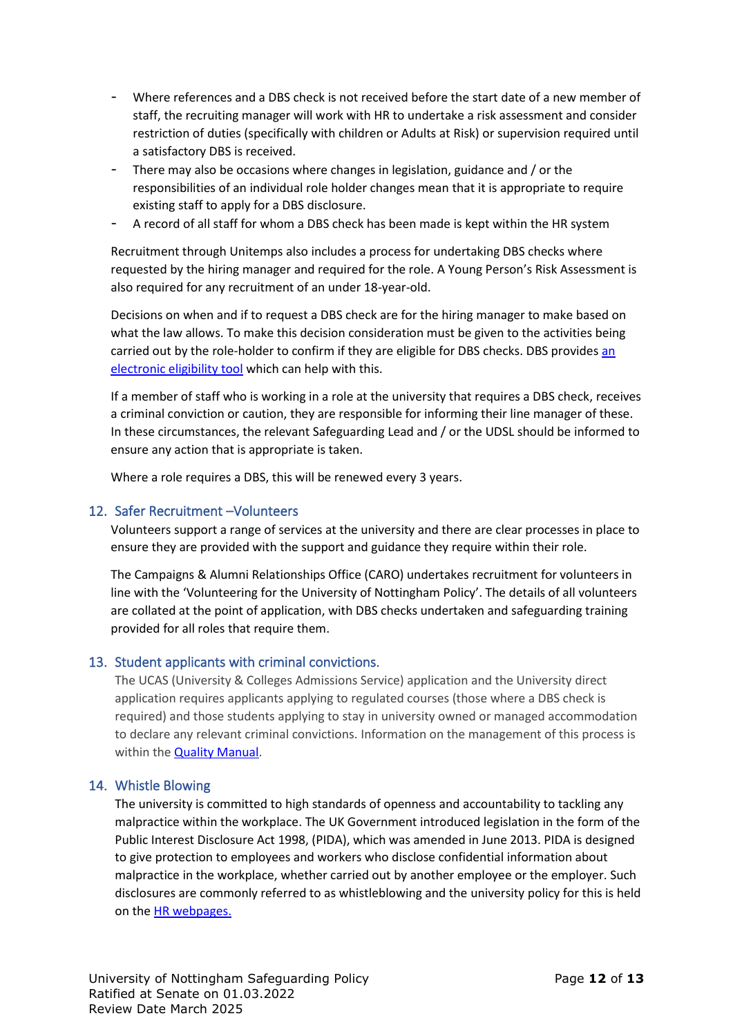- Where references and a DBS check is not received before the start date of a new member of staff, the recruiting manager will work with HR to undertake a risk assessment and consider restriction of duties (specifically with children or Adults at Risk) or supervision required until a satisfactory DBS is received.
- There may also be occasions where changes in legislation, guidance and / or the responsibilities of an individual role holder changes mean that it is appropriate to require existing staff to apply for a DBS disclosure.
- A record of all staff for whom a DBS check has been made is kept within the HR system

Recruitment through Unitemps also includes a process for undertaking DBS checks where requested by the hiring manager and required for the role. A Young Person's Risk Assessment is also required for any recruitment of an under 18-year-old.

Decisions on when and if to request a DBS check are for the hiring manager to make based on what the law allows. To make this decision consideration must be given to the activities being carried out by the role-holder to confirm if they are eligible for DBS checks. DBS provides an electronic eligibility tool which can help with this.

If a member of staff who is working in a role at the university that requires a DBS check, receives a criminal conviction or caution, they are responsible for informing their line manager of these. In these circumstances, the relevant Safeguarding Lead and / or the UDSL should be informed to ensure any action that is appropriate is taken.

Where a role requires a DBS, this will be renewed every 3 years.

## 12. Safer Recruitment –Volunteers

Volunteers support a range of services at the university and there are clear processes in place to ensure they are provided with the support and guidance they require within their role.

The Campaigns & Alumni Relationships Office (CARO) undertakes recruitment for volunteers in line with the 'Volunteering for the University of Nottingham Policy'. The details of all volunteers are collated at the point of application, with DBS checks undertaken and safeguarding training provided for all roles that require them.

## 13. Student applicants with criminal convictions.

The UCAS (University & Colleges Admissions Service) application and the University direct application requires applicants applying to regulated courses (those where a DBS check is required) and those students applying to stay in university owned or managed accommodation to declare any relevant criminal convictions. Information on the management of this process is within the Quality Manual.

## 14. Whistle Blowing

The university is committed to high standards of openness and accountability to tackling any malpractice within the workplace. The UK Government introduced legislation in the form of the Public Interest Disclosure Act 1998, (PIDA), which was amended in June 2013. PIDA is designed to give protection to employees and workers who disclose confidential information about malpractice in the workplace, whether carried out by another employee or the employer. Such disclosures are commonly referred to as whistleblowing and the university policy for this is held on the HR webpages.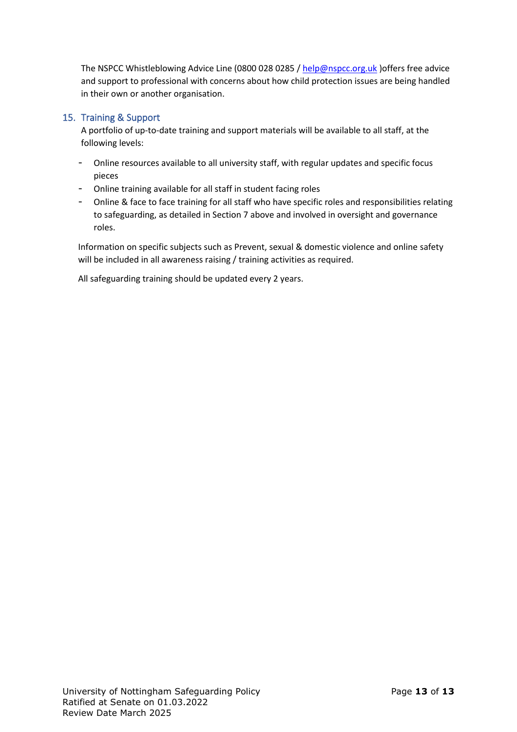The NSPCC Whistleblowing Advice Line (0800 028 0285 / help@nspcc.org.uk )offers free advice and support to professional with concerns about how child protection issues are being handled in their own or another organisation.

## 15. Training & Support

A portfolio of up-to-date training and support materials will be available to all staff, at the following levels:

- Online resources available to all university staff, with regular updates and specific focus pieces
- Online training available for all staff in student facing roles
- Online & face to face training for all staff who have specific roles and responsibilities relating to safeguarding, as detailed in Section 7 above and involved in oversight and governance roles.

Information on specific subjects such as Prevent, sexual & domestic violence and online safety will be included in all awareness raising / training activities as required.

All safeguarding training should be updated every 2 years.